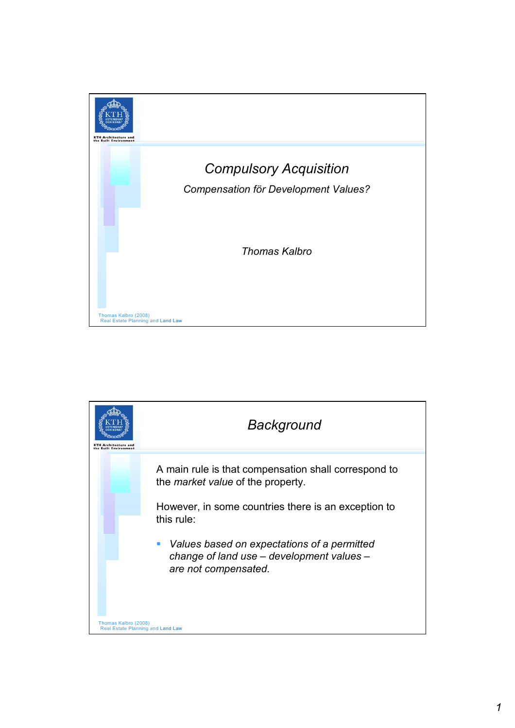# Compulsory Acquisition

*Compensation för Development Values?*

*Thomas Kalbro*

## Background

A main rule is that compensation shall correspond to the *market value* of the property.

However, in some countries there is an exception to this rule:

- *Values based on expectations of a permitted change of land use – development values – are not compensated.*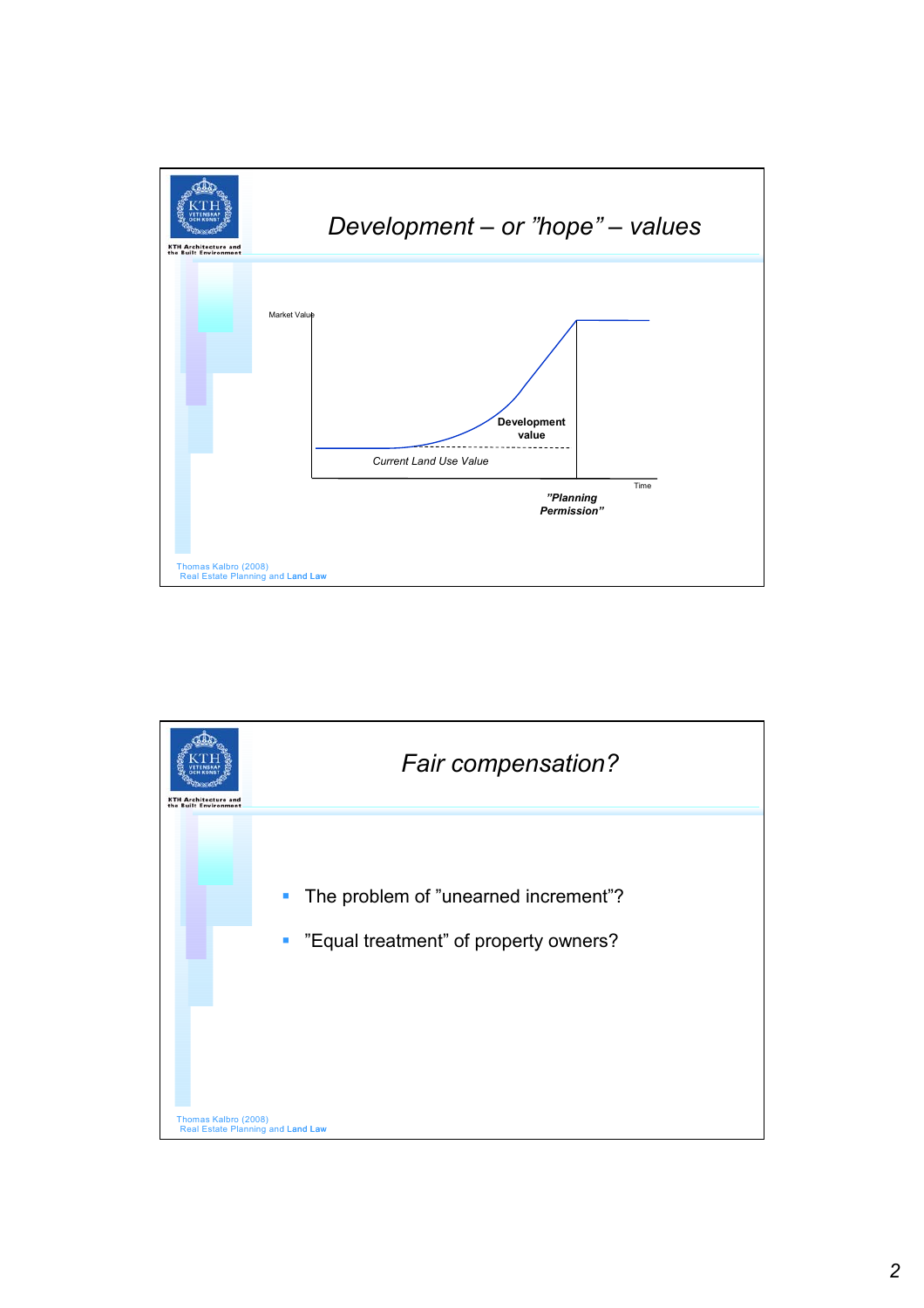## Development – or "hope" – values

Market Value

Development value

Current Land Use Value

Time

*"Planning Permission"*

Thomas Kalbro (2008)
Real Estate Planning and Land Law

## Fair compensation?

- The problem of "unearned increment"?
- "Equal treatment" of property owners?

Thomas Kalbro (2008)
Real Estate Planning and Land Law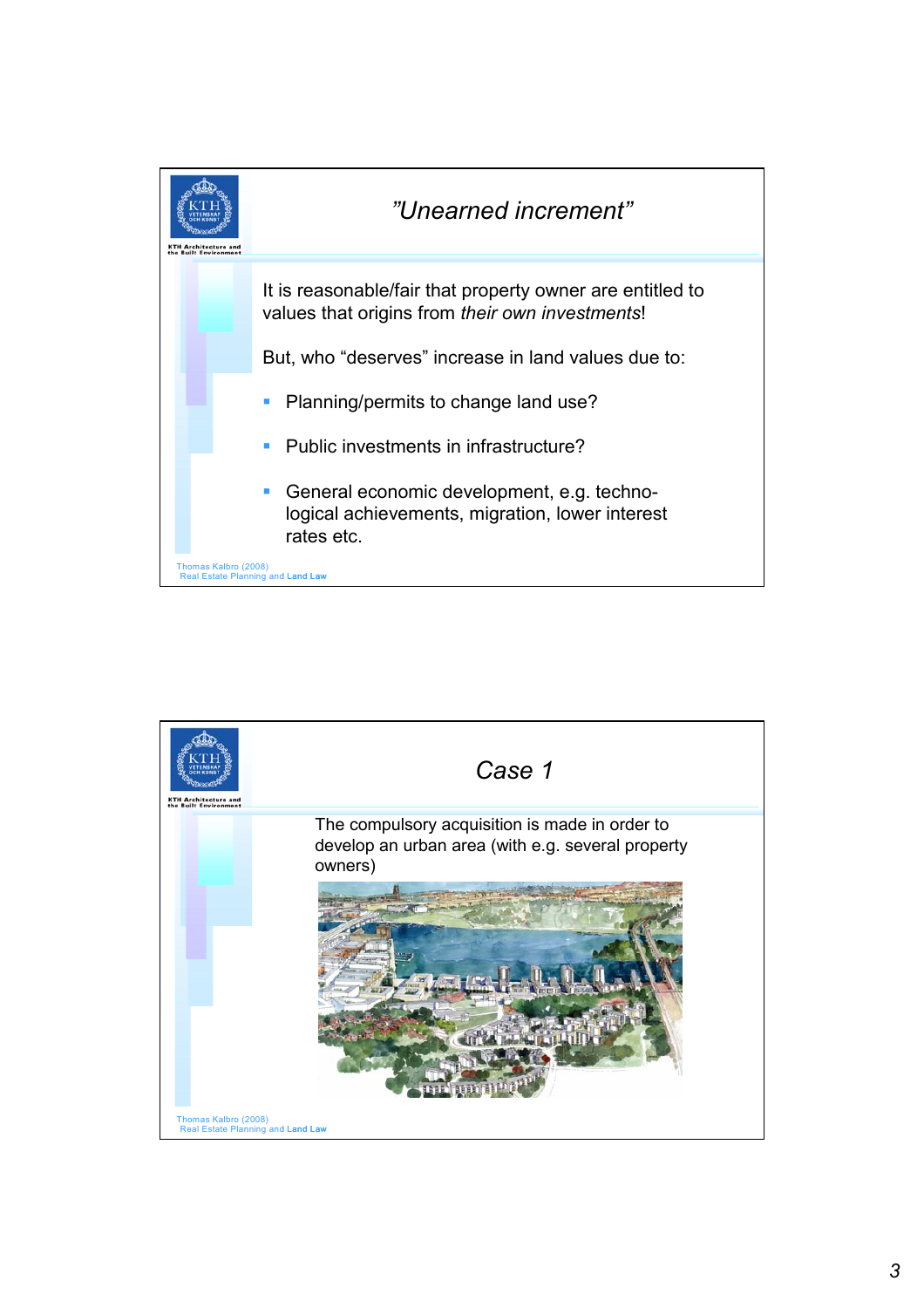# ”Unearned increment”

It is reasonable/fair that property owner are entitled to values that origins from *their own investments*!

But, who “deserves” increase in land values due to:

- Planning/permits to change land use?
- Public investments in infrastructure?
- General economic development, e.g. techno-logical achievements, migration, lower interest rates etc.

Thomas Kalbro (2008)
Real Estate Planning and Land Law

# Case 1

The compulsory acquisition is made in order to develop an urban area (with e.g. several property owners)

Thomas Kalbro (2008)
Real Estate Planning and Land Law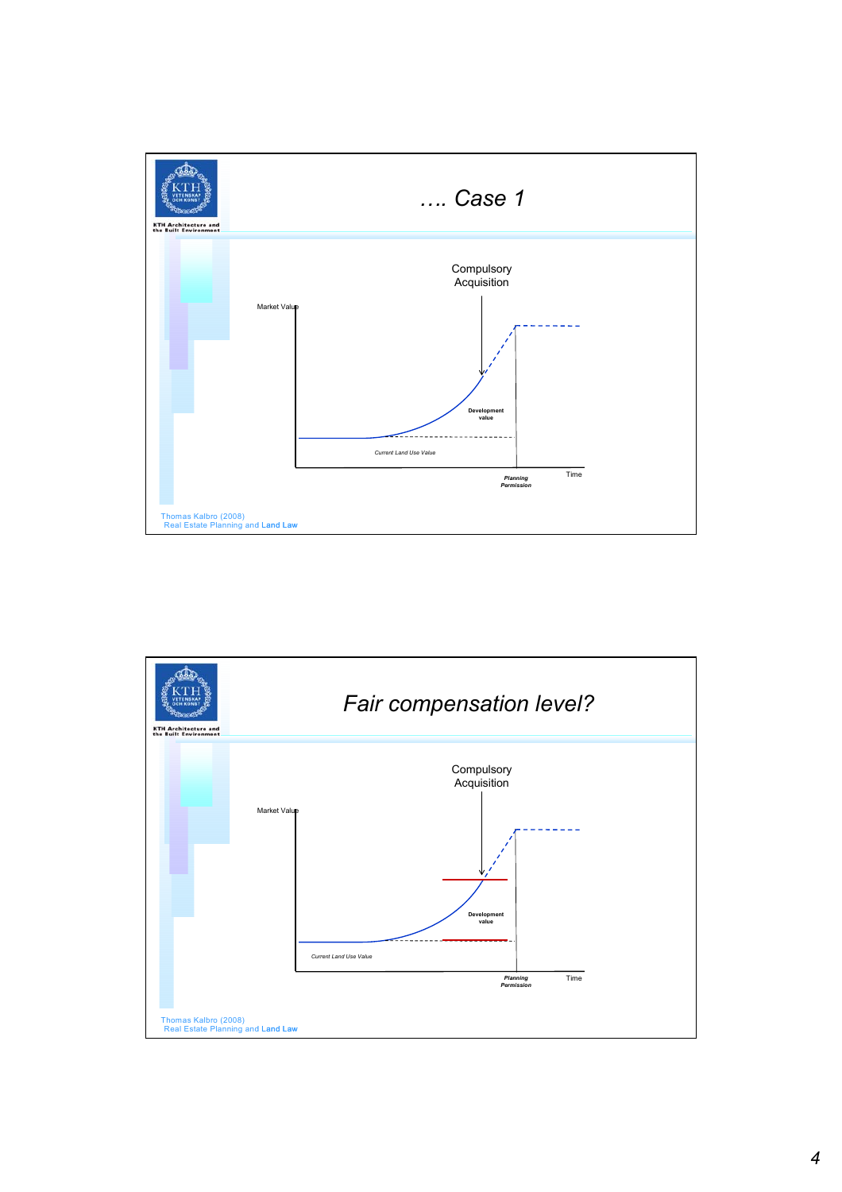## …. Case 1

Compulsory Acquisition

Market Value

Development value

Current Land Use Value

Planning Permission

Time

Thomas Kalbro (2008)
Real Estate Planning and Land Law

## Fair compensation level?

Compulsory Acquisition

Market Value

Development value

Current Land Use Value

Planning Permission

Time

Thomas Kalbro (2008)
Real Estate Planning and Land Law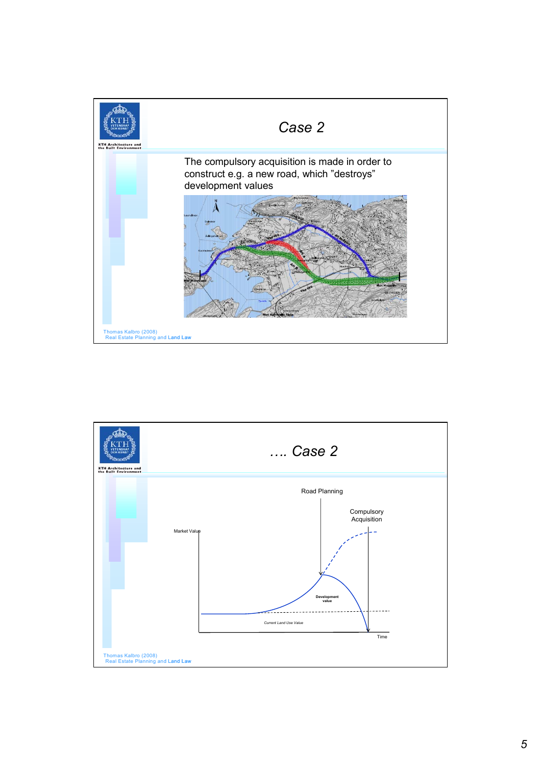## Case 2

The compulsory acquisition is made in order to construct e.g. a new road, which "destroys" development values

Thomas Kalbro (2008)
Real Estate Planning and Land Law

## …. Case 2

Road Planning

Compulsory Acquisition

Market Value

Development value

Current Land Use Value

Time

Thomas Kalbro (2008)
Real Estate Planning and Land Law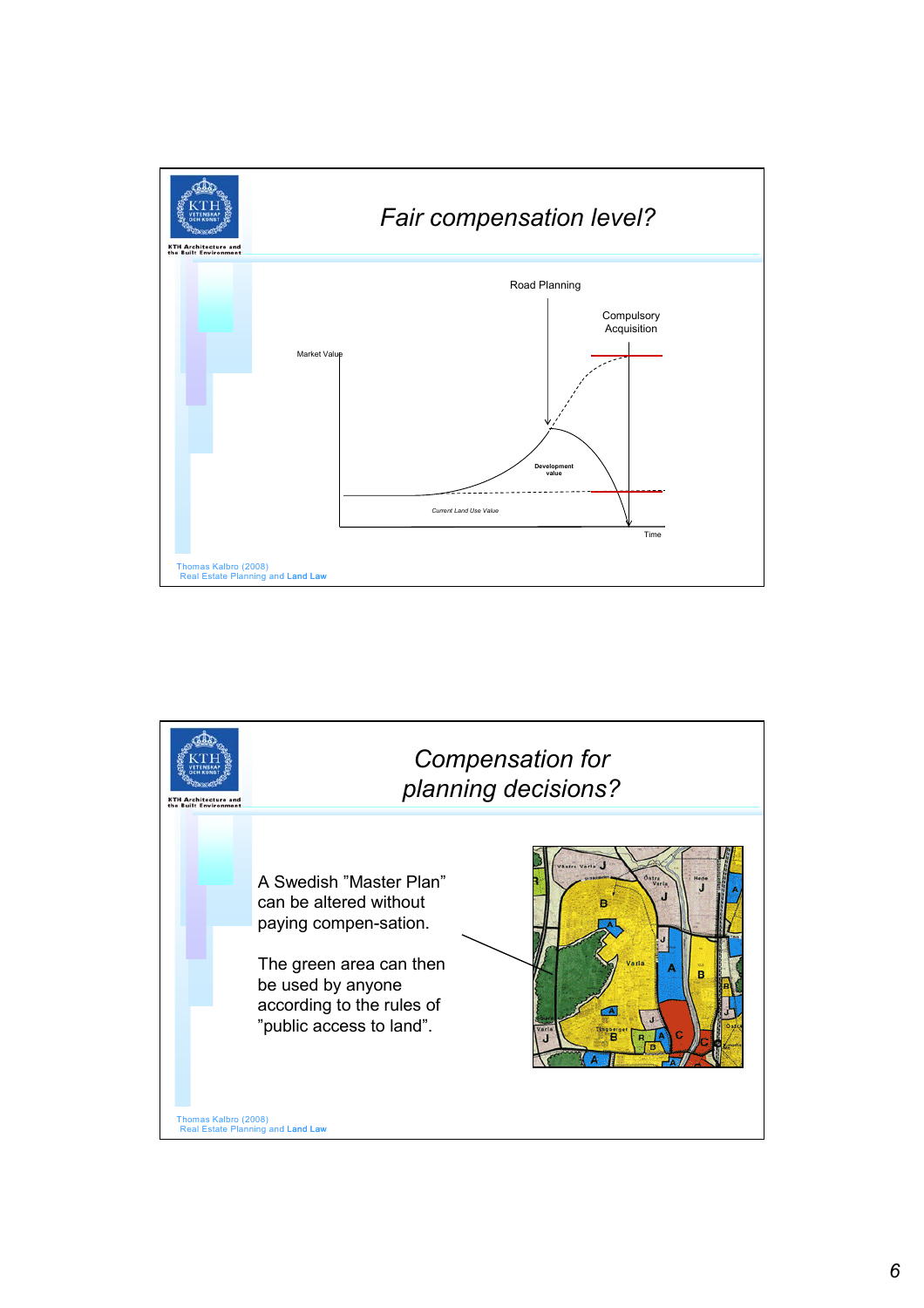## Fair compensation level?

Road Planning

Compulsory Acquisition

Market Value

Development value

Current Land Use Value

Time

Thomas Kalbro (2008)
Real Estate Planning and Land Law

## Compensation for planning decisions?

A Swedish "Master Plan" can be altered without paying compen-sation.

The green area can then be used by anyone according to the rules of "public access to land".

Thomas Kalbro (2008)
Real Estate Planning and Land Law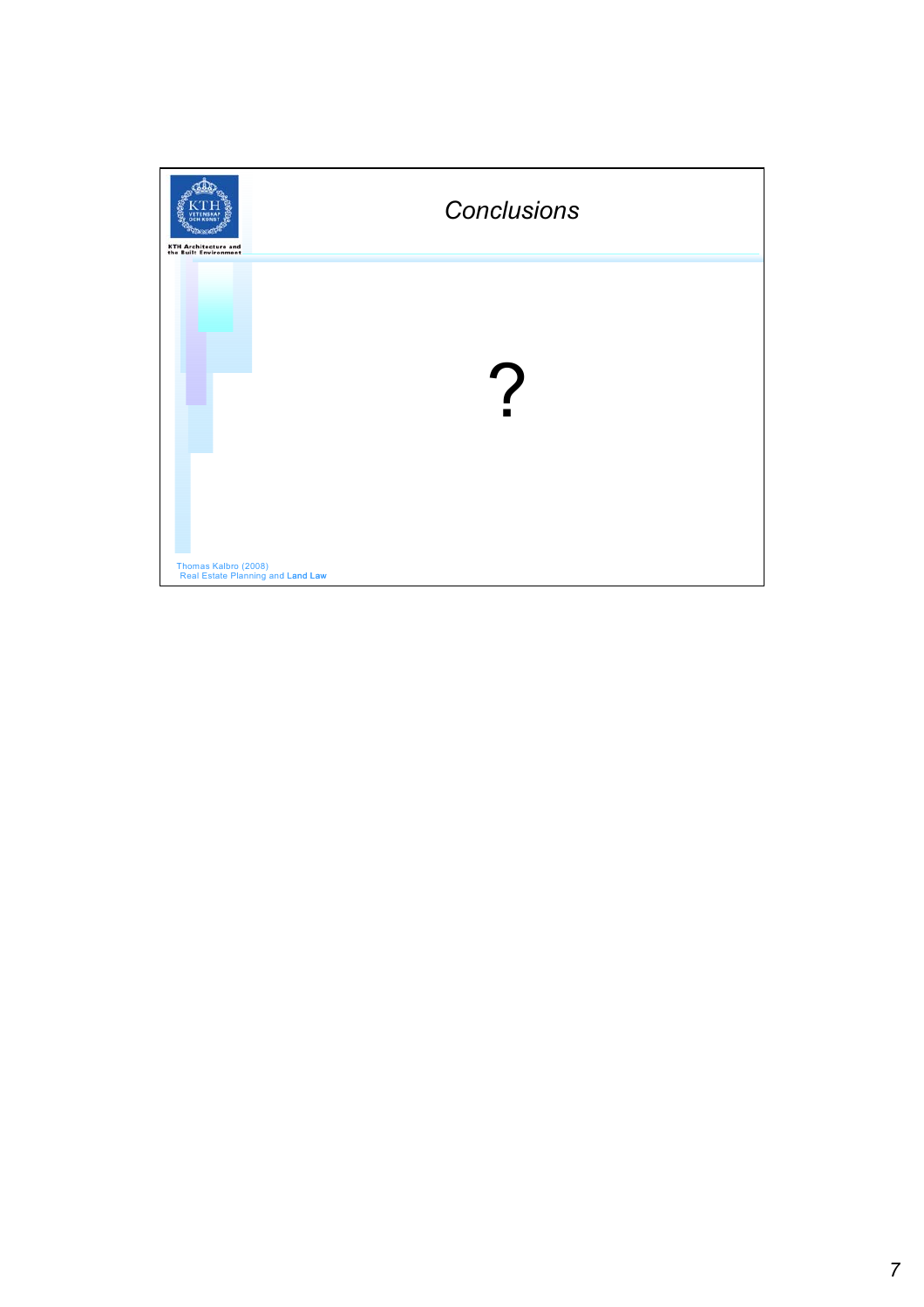# *Conclusions*

?

Thomas Kalbro (2008)
Real Estate Planning and Land Law